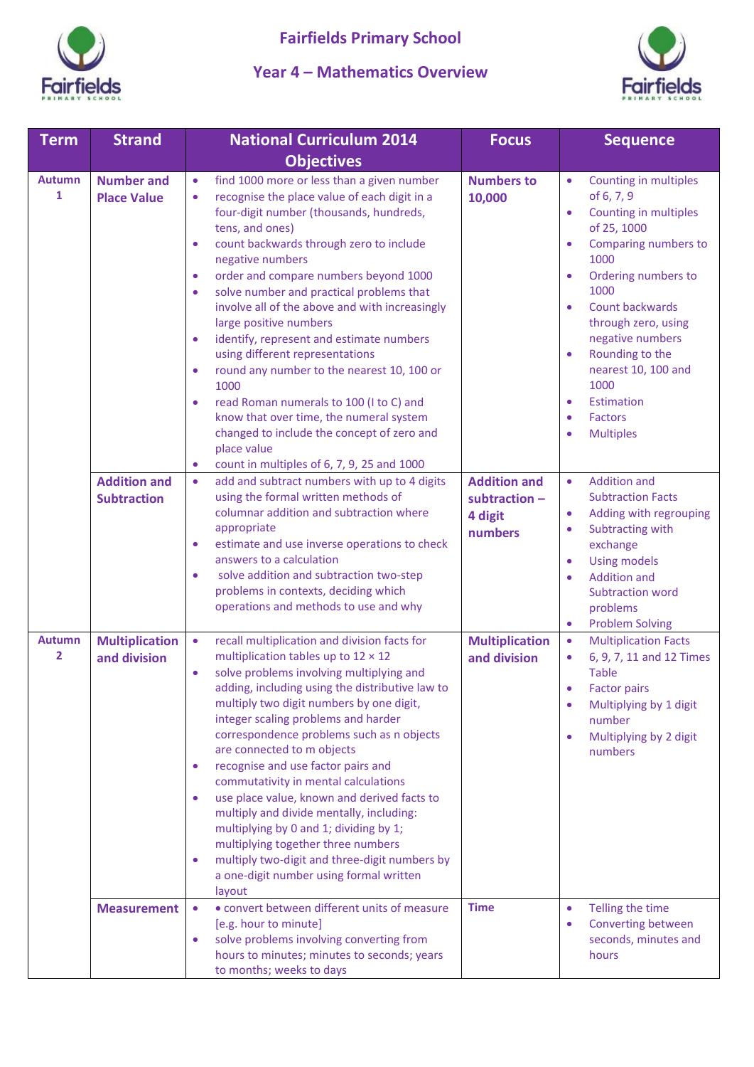# Fairfields Primary School

## Year 4 – Mathematics Overview

| Term | Strand | National Curriculum 2014 Objectives | Focus | Sequence |
|---|---|---|---|---|
| Autumn 1 | Number and Place Value | • find 1000 more or less than a given number<br>• recognise the place value of each digit in a four-digit number (thousands, hundreds, tens, and ones)<br>• count backwards through zero to include negative numbers<br>• order and compare numbers beyond 1000<br>• solve number and practical problems that involve all of the above and with increasingly large positive numbers<br>• identify, represent and estimate numbers using different representations<br>• round any number to the nearest 10, 100 or 1000<br>• read Roman numerals to 100 (I to C) and know that over time, the numeral system changed to include the concept of zero and place value<br>• count in multiples of 6, 7, 9, 25 and 1000 | Numbers to 10,000 | • Counting in multiples of 6, 7, 9<br>• Counting in multiples of 25, 1000<br>• Comparing numbers to 1000<br>• Ordering numbers to 1000<br>• Count backwards through zero, using negative numbers<br>• Rounding to the nearest 10, 100 and 1000<br>• Estimation<br>• Factors<br>• Multiples |
| | Addition and Subtraction | • add and subtract numbers with up to 4 digits using the formal written methods of columnar addition and subtraction where appropriate<br>• estimate and use inverse operations to check answers to a calculation<br>• solve addition and subtraction two-step problems in contexts, deciding which operations and methods to use and why | Addition and subtraction – 4 digit numbers | • Addition and Subtraction Facts<br>• Adding with regrouping<br>• Subtracting with exchange<br>• Using models<br>• Addition and Subtraction word problems<br>• Problem Solving |
| Autumn 2 | Multiplication and division | • recall multiplication and division facts for multiplication tables up to 12 × 12<br>• solve problems involving multiplying and adding, including using the distributive law to multiply two digit numbers by one digit, integer scaling problems and harder correspondence problems such as n objects are connected to m objects<br>• recognise and use factor pairs and commutativity in mental calculations<br>• use place value, known and derived facts to multiply and divide mentally, including: multiplying by 0 and 1; dividing by 1; multiplying together three numbers<br>• multiply two-digit and three-digit numbers by a one-digit number using formal written layout | Multiplication and division | • Multiplication Facts<br>• 6, 9, 7, 11 and 12 Times Table<br>• Factor pairs<br>• Multiplying by 1 digit number<br>• Multiplying by 2 digit numbers |
| | Measurement | • • convert between different units of measure [e.g. hour to minute]<br>• solve problems involving converting from hours to minutes; minutes to seconds; years to months; weeks to days | Time | • Telling the time<br>• Converting between seconds, minutes and hours |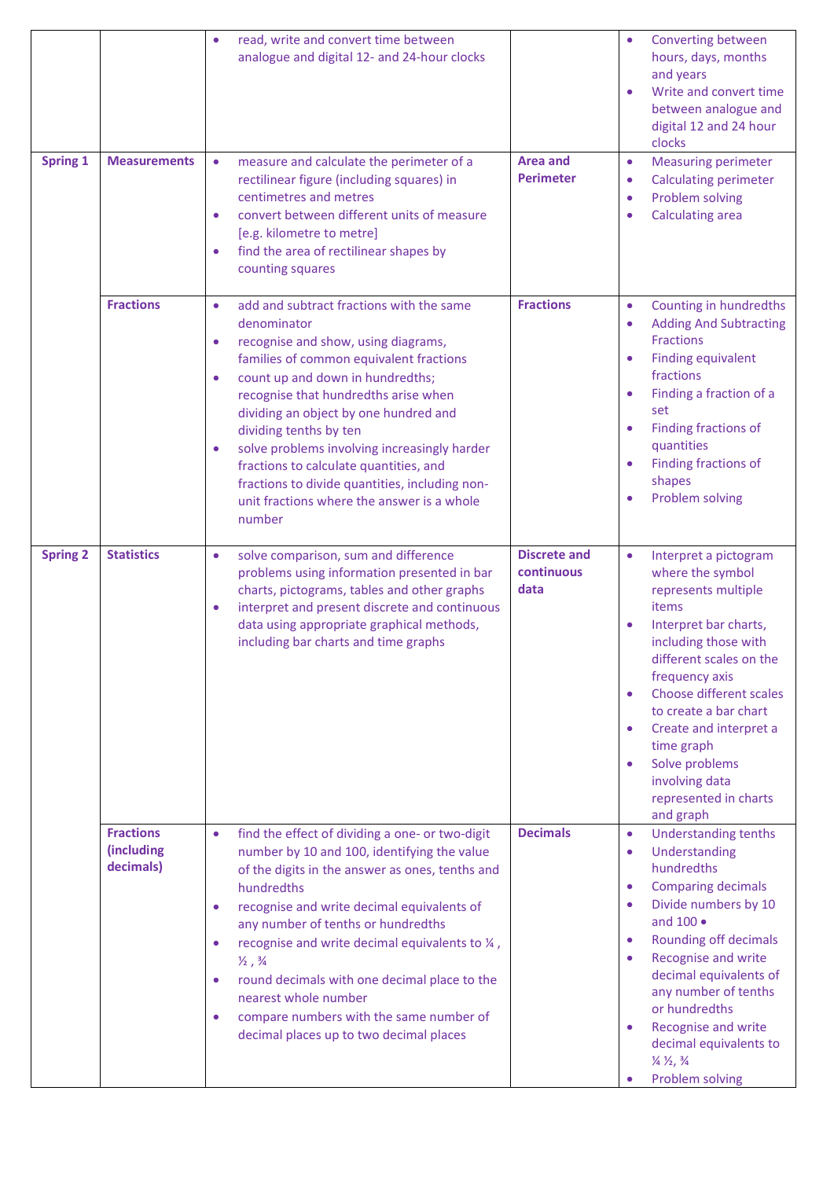| | | | | |
|---|---|---|---|---|
| | | • read, write and convert time between analogue and digital 12- and 24-hour clocks | | • Converting between hours, days, months and years<br>• Write and convert time between analogue and digital 12 and 24 hour clocks |
| **Spring 1** | **Measurements** | • measure and calculate the perimeter of a rectilinear figure (including squares) in centimetres and metres<br>• convert between different units of measure [e.g. kilometre to metre]<br>• find the area of rectilinear shapes by counting squares | **Area and Perimeter** | • Measuring perimeter<br>• Calculating perimeter<br>• Problem solving<br>• Calculating area |
| | **Fractions** | • add and subtract fractions with the same denominator<br>• recognise and show, using diagrams, families of common equivalent fractions<br>• count up and down in hundredths; recognise that hundredths arise when dividing an object by one hundred and dividing tenths by ten<br>• solve problems involving increasingly harder fractions to calculate quantities, and fractions to divide quantities, including non-unit fractions where the answer is a whole number | **Fractions** | • Counting in hundredths<br>• Adding And Subtracting Fractions<br>• Finding equivalent fractions<br>• Finding a fraction of a set<br>• Finding fractions of quantities<br>• Finding fractions of shapes<br>• Problem solving |
| **Spring 2** | **Statistics** | • solve comparison, sum and difference problems using information presented in bar charts, pictograms, tables and other graphs<br>• interpret and present discrete and continuous data using appropriate graphical methods, including bar charts and time graphs | **Discrete and continuous data** | • Interpret a pictogram where the symbol represents multiple items<br>• Interpret bar charts, including those with different scales on the frequency axis<br>• Choose different scales to create a bar chart<br>• Create and interpret a time graph<br>• Solve problems involving data represented in charts and graph |
| | **Fractions (including decimals)** | • find the effect of dividing a one- or two-digit number by 10 and 100, identifying the value of the digits in the answer as ones, tenths and hundredths<br>• recognise and write decimal equivalents of any number of tenths or hundredths<br>• recognise and write decimal equivalents to ¼ , ½ , ¾<br>• round decimals with one decimal place to the nearest whole number<br>• compare numbers with the same number of decimal places up to two decimal places | **Decimals** | • Understanding tenths<br>• Understanding hundredths<br>• Comparing decimals<br>• Divide numbers by 10 and 100 •<br>• Rounding off decimals<br>• Recognise and write decimal equivalents of any number of tenths or hundredths<br>• Recognise and write decimal equivalents to ¼ ½, ¾<br>• Problem solving |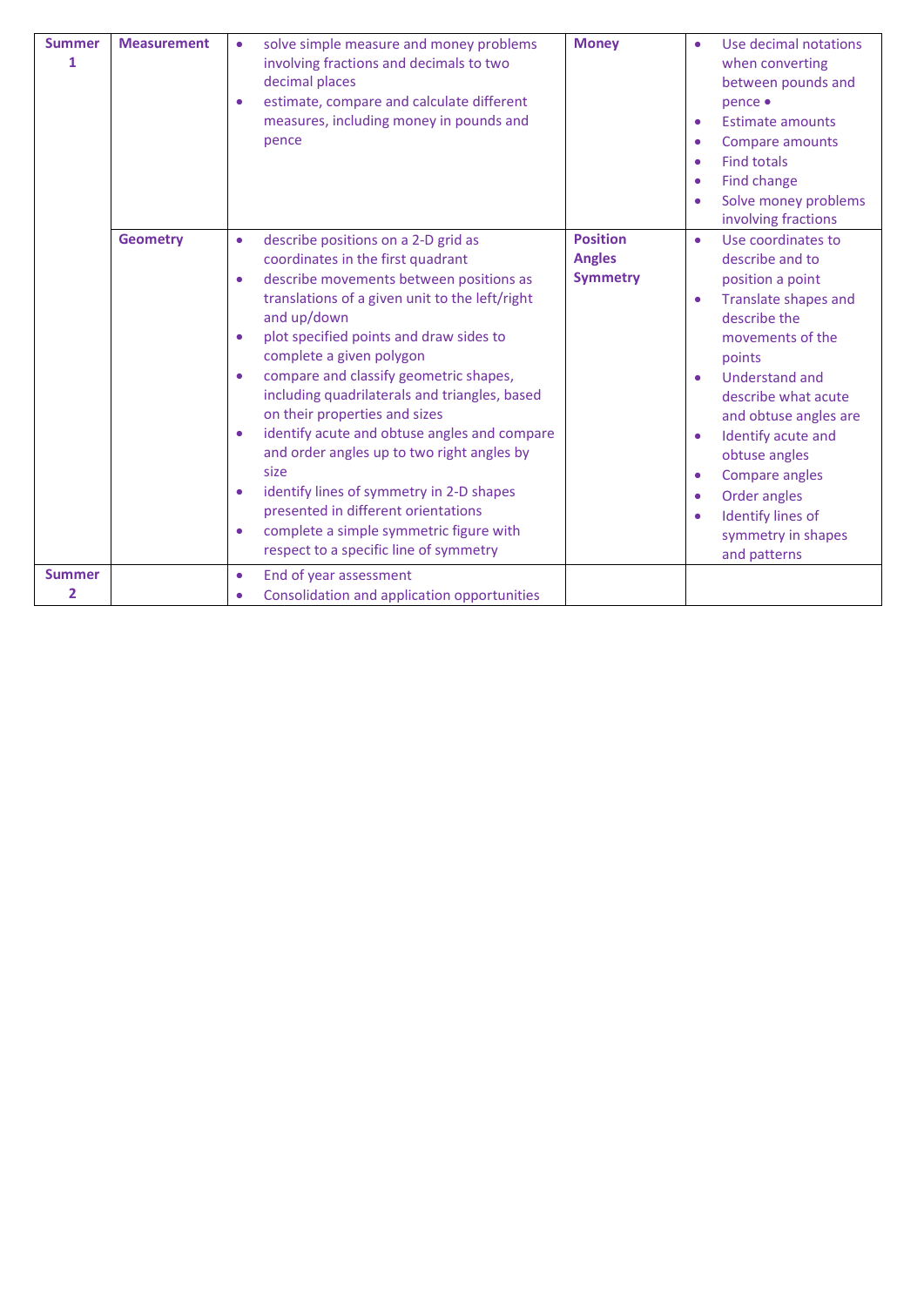| | | | | |
|---|---|---|---|---|
| **Summer 1** | **Measurement** | • solve simple measure and money problems involving fractions and decimals to two decimal places<br>• estimate, compare and calculate different measures, including money in pounds and pence | **Money** | • Use decimal notations when converting between pounds and pence •<br>• Estimate amounts<br>• Compare amounts<br>• Find totals<br>• Find change<br>• Solve money problems involving fractions |
| | **Geometry** | • describe positions on a 2-D grid as coordinates in the first quadrant<br>• describe movements between positions as translations of a given unit to the left/right and up/down<br>• plot specified points and draw sides to complete a given polygon<br>• compare and classify geometric shapes, including quadrilaterals and triangles, based on their properties and sizes<br>• identify acute and obtuse angles and compare and order angles up to two right angles by size<br>• identify lines of symmetry in 2-D shapes presented in different orientations<br>• complete a simple symmetric figure with respect to a specific line of symmetry | **Position**<br>**Angles**<br>**Symmetry** | • Use coordinates to describe and to position a point<br>• Translate shapes and describe the movements of the points<br>• Understand and describe what acute and obtuse angles are<br>• Identify acute and obtuse angles<br>• Compare angles<br>• Order angles<br>• Identify lines of symmetry in shapes and patterns |
| **Summer 2** | | • End of year assessment<br>• Consolidation and application opportunities | | |